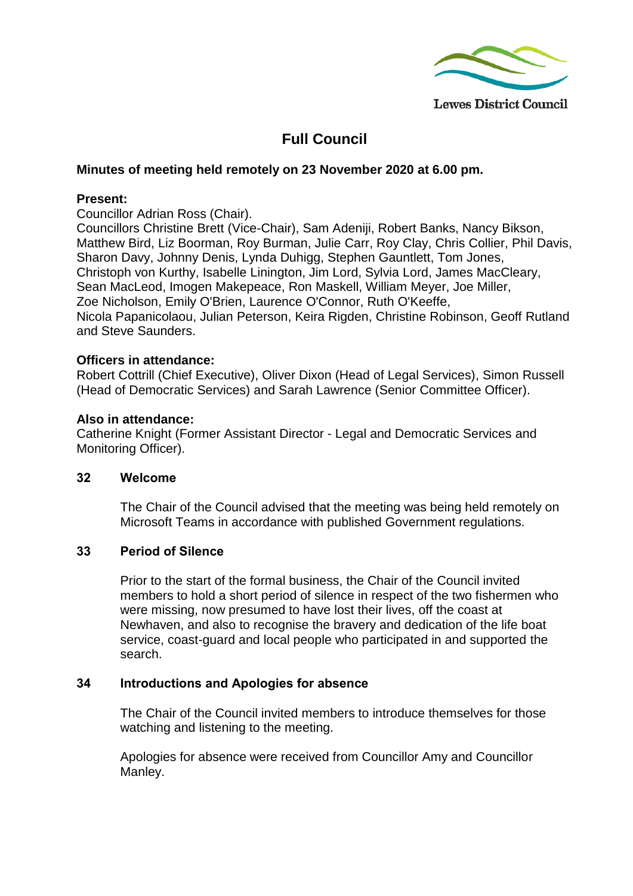Lewes District Council

# Full Council

**Minutes of meeting held remotely on 23 November 2020 at 6.00 pm.**

**Present:**
Councillor Adrian Ross (Chair).
Councillors Christine Brett (Vice-Chair), Sam Adeniji, Robert Banks, Nancy Bikson, Matthew Bird, Liz Boorman, Roy Burman, Julie Carr, Roy Clay, Chris Collier, Phil Davis, Sharon Davy, Johnny Denis, Lynda Duhigg, Stephen Gauntlett, Tom Jones, Christoph von Kurthy, Isabelle Linington, Jim Lord, Sylvia Lord, James MacCleary, Sean MacLeod, Imogen Makepeace, Ron Maskell, William Meyer, Joe Miller, Zoe Nicholson, Emily O'Brien, Laurence O'Connor, Ruth O'Keeffe, Nicola Papanicolaou, Julian Peterson, Keira Rigden, Christine Robinson, Geoff Rutland and Steve Saunders.

**Officers in attendance:**
Robert Cottrill (Chief Executive), Oliver Dixon (Head of Legal Services), Simon Russell (Head of Democratic Services) and Sarah Lawrence (Senior Committee Officer).

**Also in attendance:**
Catherine Knight (Former Assistant Director - Legal and Democratic Services and Monitoring Officer).

## 32 Welcome

The Chair of the Council advised that the meeting was being held remotely on Microsoft Teams in accordance with published Government regulations.

## 33 Period of Silence

Prior to the start of the formal business, the Chair of the Council invited members to hold a short period of silence in respect of the two fishermen who were missing, now presumed to have lost their lives, off the coast at Newhaven, and also to recognise the bravery and dedication of the life boat service, coast-guard and local people who participated in and supported the search.

## 34 Introductions and Apologies for absence

The Chair of the Council invited members to introduce themselves for those watching and listening to the meeting.

Apologies for absence were received from Councillor Amy and Councillor Manley.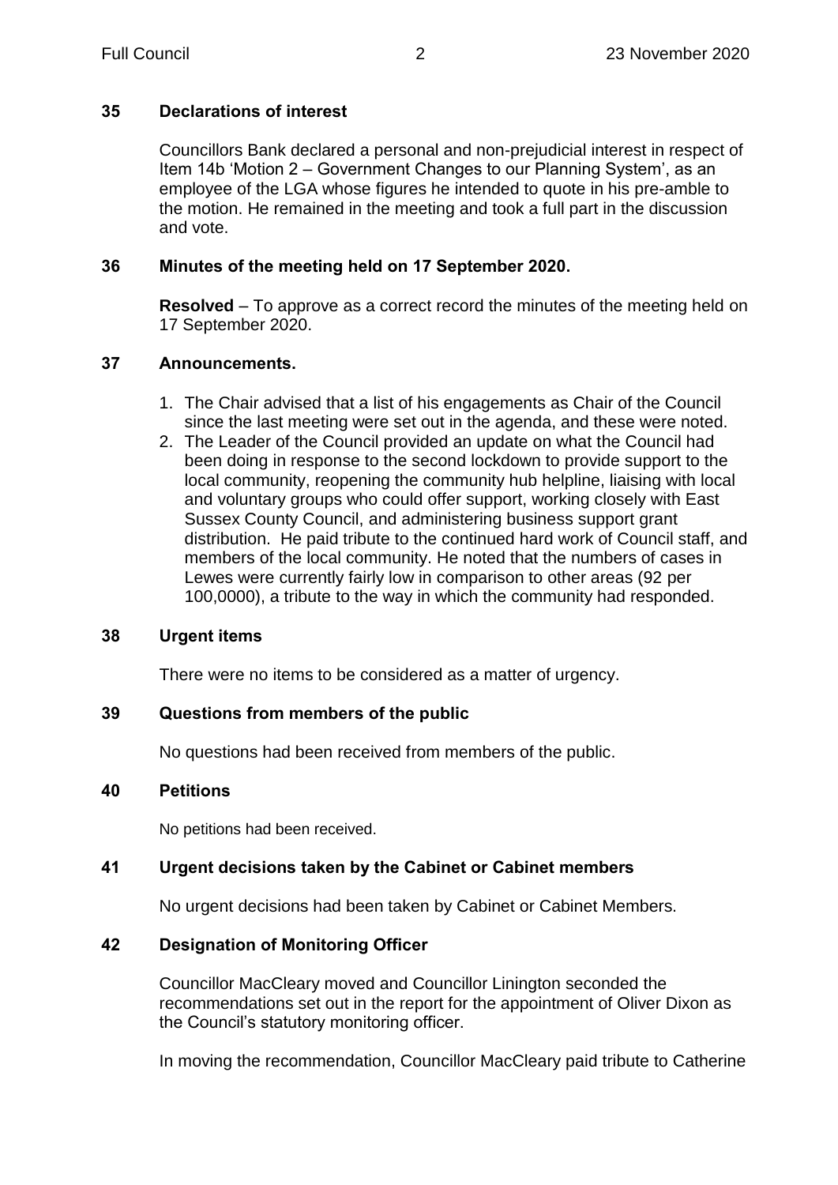## 35 Declarations of interest

Councillors Bank declared a personal and non-prejudicial interest in respect of Item 14b 'Motion 2 – Government Changes to our Planning System', as an employee of the LGA whose figures he intended to quote in his pre-amble to the motion. He remained in the meeting and took a full part in the discussion and vote.

## 36 Minutes of the meeting held on 17 September 2020.

**Resolved** – To approve as a correct record the minutes of the meeting held on 17 September 2020.

## 37 Announcements.

1. The Chair advised that a list of his engagements as Chair of the Council since the last meeting were set out in the agenda, and these were noted.
2. The Leader of the Council provided an update on what the Council had been doing in response to the second lockdown to provide support to the local community, reopening the community hub helpline, liaising with local and voluntary groups who could offer support, working closely with East Sussex County Council, and administering business support grant distribution. He paid tribute to the continued hard work of Council staff, and members of the local community. He noted that the numbers of cases in Lewes were currently fairly low in comparison to other areas (92 per 100,0000), a tribute to the way in which the community had responded.

## 38 Urgent items

There were no items to be considered as a matter of urgency.

## 39 Questions from members of the public

No questions had been received from members of the public.

## 40 Petitions

No petitions had been received.

## 41 Urgent decisions taken by the Cabinet or Cabinet members

No urgent decisions had been taken by Cabinet or Cabinet Members.

## 42 Designation of Monitoring Officer

Councillor MacCleary moved and Councillor Linington seconded the recommendations set out in the report for the appointment of Oliver Dixon as the Council's statutory monitoring officer.

In moving the recommendation, Councillor MacCleary paid tribute to Catherine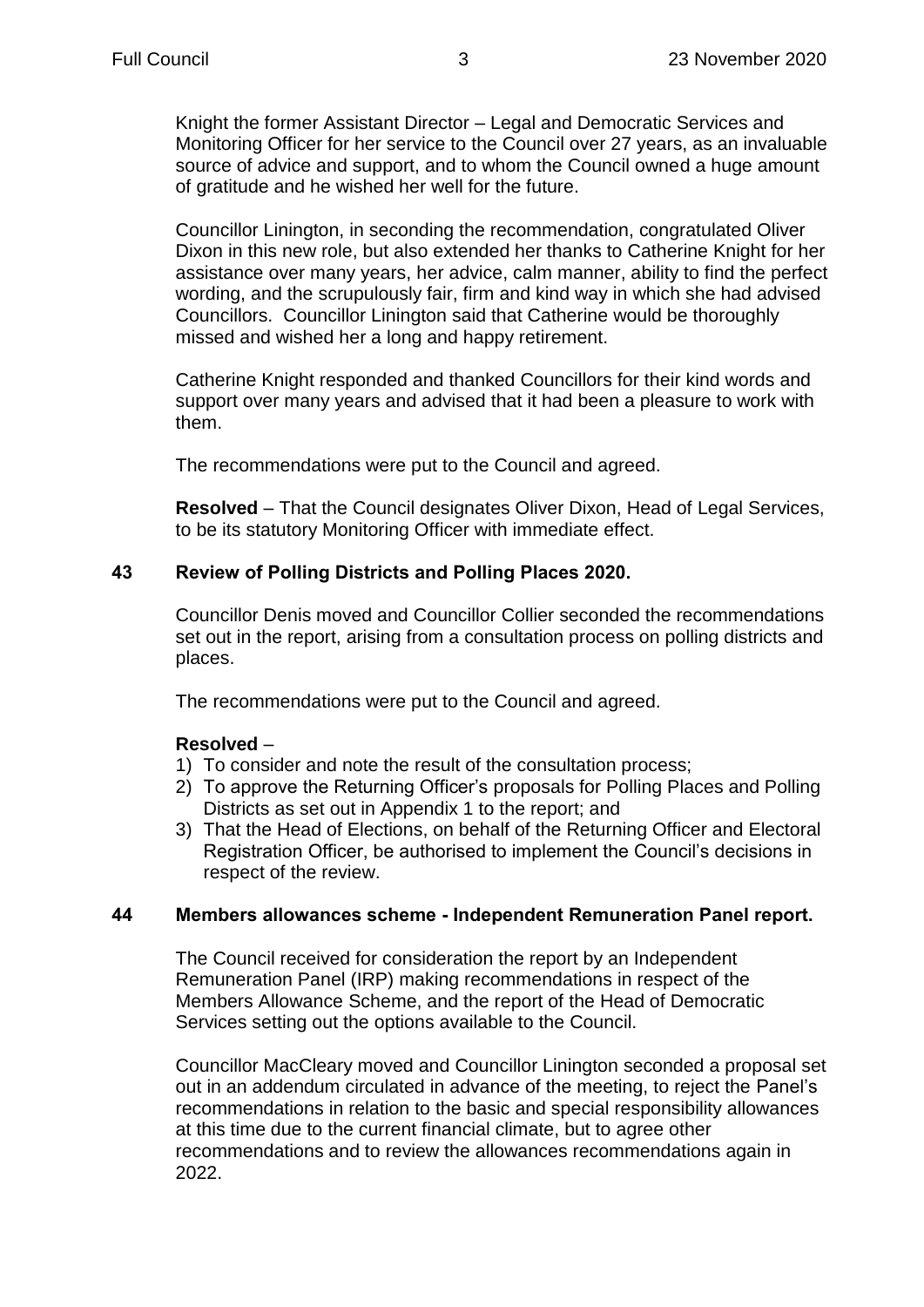Knight the former Assistant Director – Legal and Democratic Services and Monitoring Officer for her service to the Council over 27 years, as an invaluable source of advice and support, and to whom the Council owned a huge amount of gratitude and he wished her well for the future.

Councillor Linington, in seconding the recommendation, congratulated Oliver Dixon in this new role, but also extended her thanks to Catherine Knight for her assistance over many years, her advice, calm manner, ability to find the perfect wording, and the scrupulously fair, firm and kind way in which she had advised Councillors. Councillor Linington said that Catherine would be thoroughly missed and wished her a long and happy retirement.

Catherine Knight responded and thanked Councillors for their kind words and support over many years and advised that it had been a pleasure to work with them.

The recommendations were put to the Council and agreed.

**Resolved** – That the Council designates Oliver Dixon, Head of Legal Services, to be its statutory Monitoring Officer with immediate effect.

## 43 Review of Polling Districts and Polling Places 2020.

Councillor Denis moved and Councillor Collier seconded the recommendations set out in the report, arising from a consultation process on polling districts and places.

The recommendations were put to the Council and agreed.

**Resolved** –

1) To consider and note the result of the consultation process;
2) To approve the Returning Officer's proposals for Polling Places and Polling Districts as set out in Appendix 1 to the report; and
3) That the Head of Elections, on behalf of the Returning Officer and Electoral Registration Officer, be authorised to implement the Council's decisions in respect of the review.

## 44 Members allowances scheme - Independent Remuneration Panel report.

The Council received for consideration the report by an Independent Remuneration Panel (IRP) making recommendations in respect of the Members Allowance Scheme, and the report of the Head of Democratic Services setting out the options available to the Council.

Councillor MacCleary moved and Councillor Linington seconded a proposal set out in an addendum circulated in advance of the meeting, to reject the Panel's recommendations in relation to the basic and special responsibility allowances at this time due to the current financial climate, but to agree other recommendations and to review the allowances recommendations again in 2022.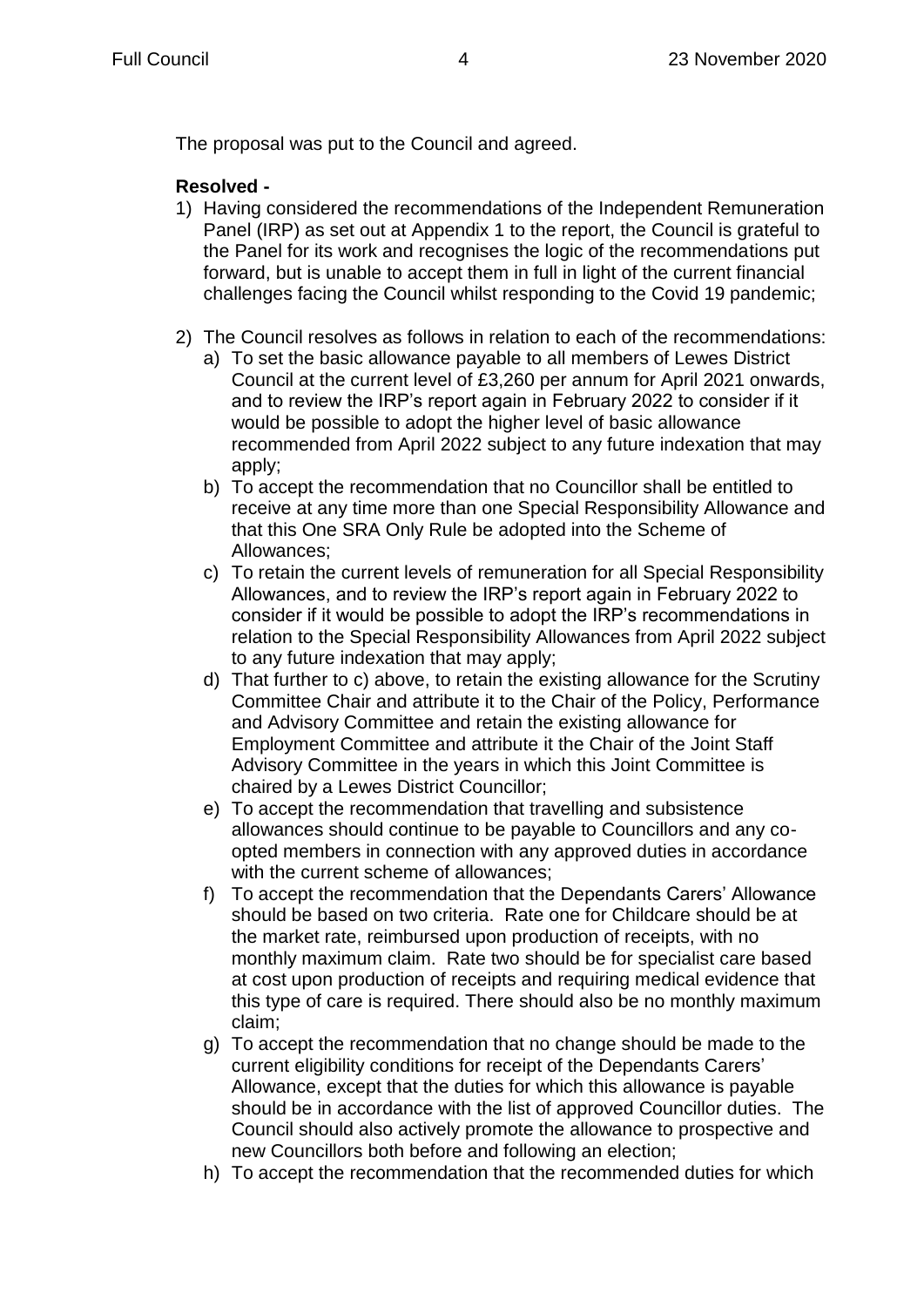The proposal was put to the Council and agreed.

**Resolved -**

1) Having considered the recommendations of the Independent Remuneration Panel (IRP) as set out at Appendix 1 to the report, the Council is grateful to the Panel for its work and recognises the logic of the recommendations put forward, but is unable to accept them in full in light of the current financial challenges facing the Council whilst responding to the Covid 19 pandemic;

2) The Council resolves as follows in relation to each of the recommendations:
   a) To set the basic allowance payable to all members of Lewes District Council at the current level of £3,260 per annum for April 2021 onwards, and to review the IRP's report again in February 2022 to consider if it would be possible to adopt the higher level of basic allowance recommended from April 2022 subject to any future indexation that may apply;
   b) To accept the recommendation that no Councillor shall be entitled to receive at any time more than one Special Responsibility Allowance and that this One SRA Only Rule be adopted into the Scheme of Allowances;
   c) To retain the current levels of remuneration for all Special Responsibility Allowances, and to review the IRP's report again in February 2022 to consider if it would be possible to adopt the IRP's recommendations in relation to the Special Responsibility Allowances from April 2022 subject to any future indexation that may apply;
   d) That further to c) above, to retain the existing allowance for the Scrutiny Committee Chair and attribute it to the Chair of the Policy, Performance and Advisory Committee and retain the existing allowance for Employment Committee and attribute it the Chair of the Joint Staff Advisory Committee in the years in which this Joint Committee is chaired by a Lewes District Councillor;
   e) To accept the recommendation that travelling and subsistence allowances should continue to be payable to Councillors and any co-opted members in connection with any approved duties in accordance with the current scheme of allowances;
   f) To accept the recommendation that the Dependants Carers' Allowance should be based on two criteria. Rate one for Childcare should be at the market rate, reimbursed upon production of receipts, with no monthly maximum claim. Rate two should be for specialist care based at cost upon production of receipts and requiring medical evidence that this type of care is required. There should also be no monthly maximum claim;
   g) To accept the recommendation that no change should be made to the current eligibility conditions for receipt of the Dependants Carers' Allowance, except that the duties for which this allowance is payable should be in accordance with the list of approved Councillor duties. The Council should also actively promote the allowance to prospective and new Councillors both before and following an election;
   h) To accept the recommendation that the recommended duties for which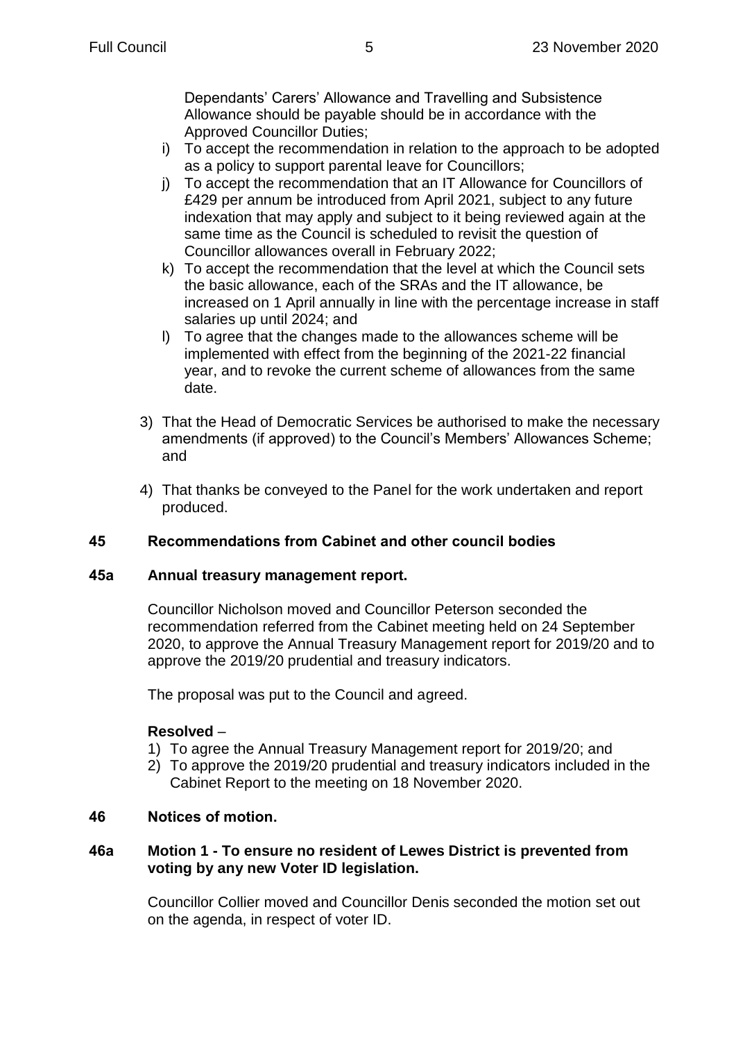Dependants' Carers' Allowance and Travelling and Subsistence Allowance should be payable should be in accordance with the Approved Councillor Duties;

i) To accept the recommendation in relation to the approach to be adopted as a policy to support parental leave for Councillors;
j) To accept the recommendation that an IT Allowance for Councillors of £429 per annum be introduced from April 2021, subject to any future indexation that may apply and subject to it being reviewed again at the same time as the Council is scheduled to revisit the question of Councillor allowances overall in February 2022;
k) To accept the recommendation that the level at which the Council sets the basic allowance, each of the SRAs and the IT allowance, be increased on 1 April annually in line with the percentage increase in staff salaries up until 2024; and
l) To agree that the changes made to the allowances scheme will be implemented with effect from the beginning of the 2021-22 financial year, and to revoke the current scheme of allowances from the same date.

3) That the Head of Democratic Services be authorised to make the necessary amendments (if approved) to the Council's Members' Allowances Scheme; and

4) That thanks be conveyed to the Panel for the work undertaken and report produced.

## 45 Recommendations from Cabinet and other council bodies

### 45a Annual treasury management report.

Councillor Nicholson moved and Councillor Peterson seconded the recommendation referred from the Cabinet meeting held on 24 September 2020, to approve the Annual Treasury Management report for 2019/20 and to approve the 2019/20 prudential and treasury indicators.

The proposal was put to the Council and agreed.

**Resolved** –

1) To agree the Annual Treasury Management report for 2019/20; and
2) To approve the 2019/20 prudential and treasury indicators included in the Cabinet Report to the meeting on 18 November 2020.

## 46 Notices of motion.

### 46a Motion 1 - To ensure no resident of Lewes District is prevented from voting by any new Voter ID legislation.

Councillor Collier moved and Councillor Denis seconded the motion set out on the agenda, in respect of voter ID.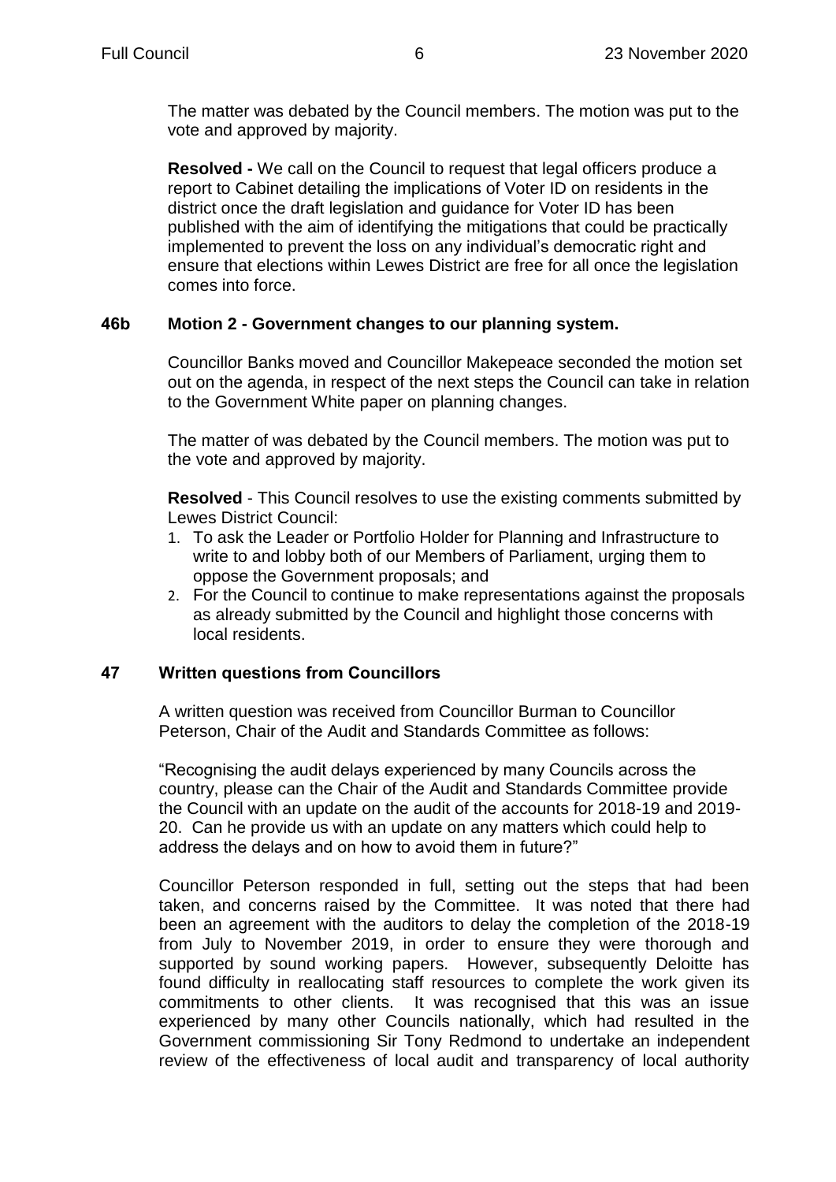The matter was debated by the Council members. The motion was put to the vote and approved by majority.

**Resolved -** We call on the Council to request that legal officers produce a report to Cabinet detailing the implications of Voter ID on residents in the district once the draft legislation and guidance for Voter ID has been published with the aim of identifying the mitigations that could be practically implemented to prevent the loss on any individual's democratic right and ensure that elections within Lewes District are free for all once the legislation comes into force.

### 46b Motion 2 - Government changes to our planning system.

Councillor Banks moved and Councillor Makepeace seconded the motion set out on the agenda, in respect of the next steps the Council can take in relation to the Government White paper on planning changes.

The matter of was debated by the Council members. The motion was put to the vote and approved by majority.

**Resolved** - This Council resolves to use the existing comments submitted by Lewes District Council:

1. To ask the Leader or Portfolio Holder for Planning and Infrastructure to write to and lobby both of our Members of Parliament, urging them to oppose the Government proposals; and
2. For the Council to continue to make representations against the proposals as already submitted by the Council and highlight those concerns with local residents.

### 47 Written questions from Councillors

A written question was received from Councillor Burman to Councillor Peterson, Chair of the Audit and Standards Committee as follows:

"Recognising the audit delays experienced by many Councils across the country, please can the Chair of the Audit and Standards Committee provide the Council with an update on the audit of the accounts for 2018-19 and 2019-20. Can he provide us with an update on any matters which could help to address the delays and on how to avoid them in future?"

Councillor Peterson responded in full, setting out the steps that had been taken, and concerns raised by the Committee. It was noted that there had been an agreement with the auditors to delay the completion of the 2018-19 from July to November 2019, in order to ensure they were thorough and supported by sound working papers. However, subsequently Deloitte has found difficulty in reallocating staff resources to complete the work given its commitments to other clients. It was recognised that this was an issue experienced by many other Councils nationally, which had resulted in the Government commissioning Sir Tony Redmond to undertake an independent review of the effectiveness of local audit and transparency of local authority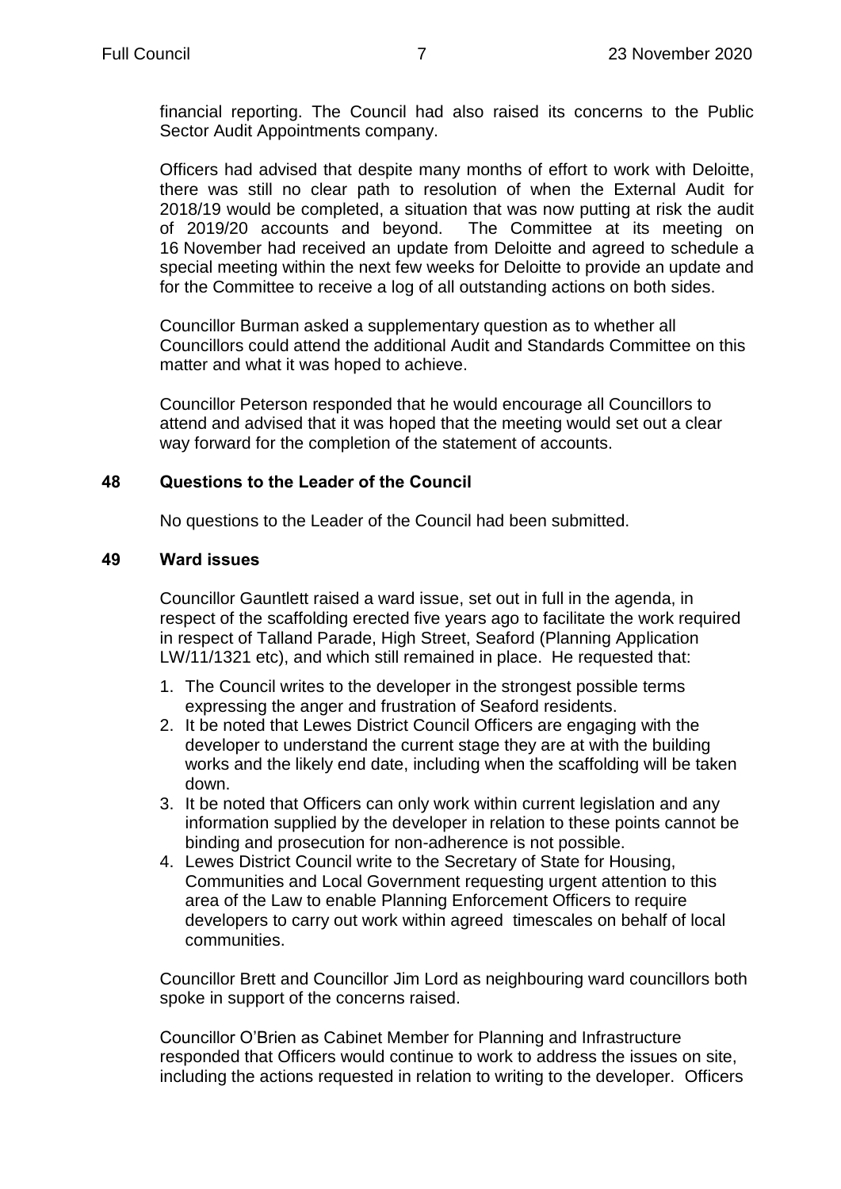financial reporting. The Council had also raised its concerns to the Public Sector Audit Appointments company.

Officers had advised that despite many months of effort to work with Deloitte, there was still no clear path to resolution of when the External Audit for 2018/19 would be completed, a situation that was now putting at risk the audit of 2019/20 accounts and beyond. The Committee at its meeting on 16 November had received an update from Deloitte and agreed to schedule a special meeting within the next few weeks for Deloitte to provide an update and for the Committee to receive a log of all outstanding actions on both sides.

Councillor Burman asked a supplementary question as to whether all Councillors could attend the additional Audit and Standards Committee on this matter and what it was hoped to achieve.

Councillor Peterson responded that he would encourage all Councillors to attend and advised that it was hoped that the meeting would set out a clear way forward for the completion of the statement of accounts.

## 48 Questions to the Leader of the Council

No questions to the Leader of the Council had been submitted.

## 49 Ward issues

Councillor Gauntlett raised a ward issue, set out in full in the agenda, in respect of the scaffolding erected five years ago to facilitate the work required in respect of Talland Parade, High Street, Seaford (Planning Application LW/11/1321 etc), and which still remained in place. He requested that:

1. The Council writes to the developer in the strongest possible terms expressing the anger and frustration of Seaford residents.
2. It be noted that Lewes District Council Officers are engaging with the developer to understand the current stage they are at with the building works and the likely end date, including when the scaffolding will be taken down.
3. It be noted that Officers can only work within current legislation and any information supplied by the developer in relation to these points cannot be binding and prosecution for non-adherence is not possible.
4. Lewes District Council write to the Secretary of State for Housing, Communities and Local Government requesting urgent attention to this area of the Law to enable Planning Enforcement Officers to require developers to carry out work within agreed timescales on behalf of local communities.

Councillor Brett and Councillor Jim Lord as neighbouring ward councillors both spoke in support of the concerns raised.

Councillor O'Brien as Cabinet Member for Planning and Infrastructure responded that Officers would continue to work to address the issues on site, including the actions requested in relation to writing to the developer. Officers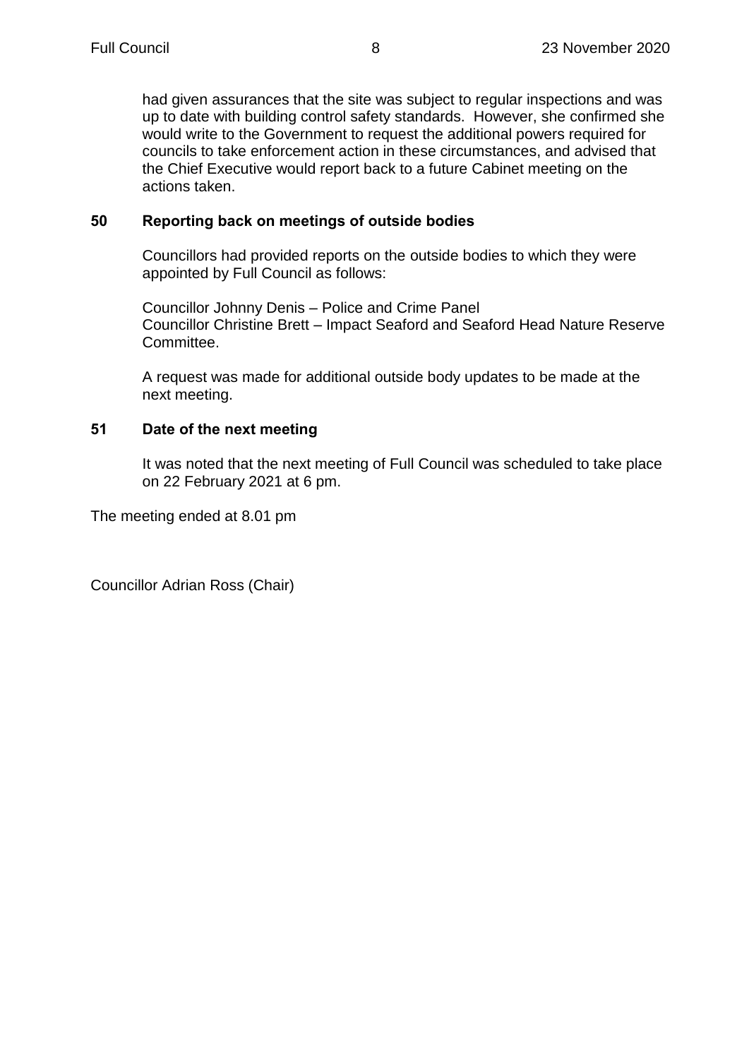had given assurances that the site was subject to regular inspections and was up to date with building control safety standards. However, she confirmed she would write to the Government to request the additional powers required for councils to take enforcement action in these circumstances, and advised that the Chief Executive would report back to a future Cabinet meeting on the actions taken.

## 50 Reporting back on meetings of outside bodies

Councillors had provided reports on the outside bodies to which they were appointed by Full Council as follows:

Councillor Johnny Denis – Police and Crime Panel
Councillor Christine Brett – Impact Seaford and Seaford Head Nature Reserve Committee.

A request was made for additional outside body updates to be made at the next meeting.

## 51 Date of the next meeting

It was noted that the next meeting of Full Council was scheduled to take place on 22 February 2021 at 6 pm.

The meeting ended at 8.01 pm

Councillor Adrian Ross (Chair)